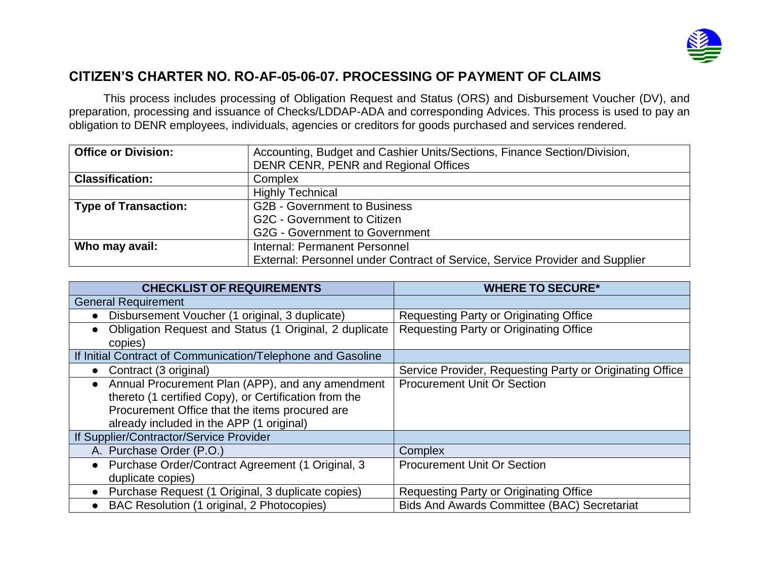## CITIZEN'S CHARTER NO. RO-AF-05-06-07. PROCESSING OF PAYMENT OF CLAIMS

This process includes processing of Obligation Request and Status (ORS) and Disbursement Voucher (DV), and preparation, processing and issuance of Checks/LDDAP-ADA and corresponding Advices. This process is used to pay an obligation to DENR employees, individuals, agencies or creditors for goods purchased and services rendered.

| **Office or Division:** | Accounting, Budget and Cashier Units/Sections, Finance Section/Division, DENR CENR, PENR and Regional Offices |
|---|---|
| **Classification:** | Complex |
| | Highly Technical |
| **Type of Transaction:** | G2B - Government to Business<br>G2C - Government to Citizen<br>G2G - Government to Government |
| **Who may avail:** | Internal: Permanent Personnel<br>External: Personnel under Contract of Service, Service Provider and Supplier |

| CHECKLIST OF REQUIREMENTS | WHERE TO SECURE* |
|---|---|
| General Requirement | |
| • Disbursement Voucher (1 original, 3 duplicate) | Requesting Party or Originating Office |
| • Obligation Request and Status (1 Original, 2 duplicate copies) | Requesting Party or Originating Office |
| If Initial Contract of Communication/Telephone and Gasoline | |
| • Contract (3 original) | Service Provider, Requesting Party or Originating Office |
| • Annual Procurement Plan (APP), and any amendment thereto (1 certified Copy), or Certification from the Procurement Office that the items procured are already included in the APP (1 original) | Procurement Unit Or Section |
| If Supplier/Contractor/Service Provider | |
| A. Purchase Order (P.O.) | Complex |
| • Purchase Order/Contract Agreement (1 Original, 3 duplicate copies) | Procurement Unit Or Section |
| • Purchase Request (1 Original, 3 duplicate copies) | Requesting Party or Originating Office |
| • BAC Resolution (1 original, 2 Photocopies) | Bids And Awards Committee (BAC) Secretariat |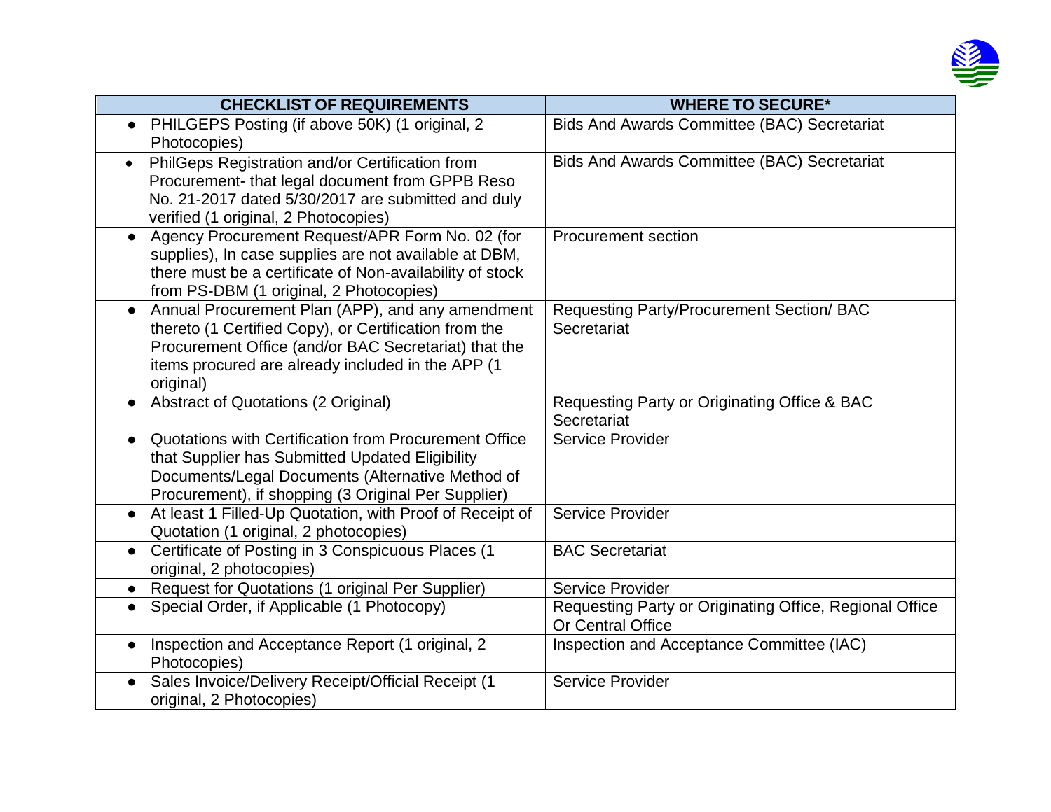| CHECKLIST OF REQUIREMENTS | WHERE TO SECURE* |
|---|---|
| • PHILGEPS Posting (if above 50K) (1 original, 2 Photocopies) | Bids And Awards Committee (BAC) Secretariat |
| • PhilGeps Registration and/or Certification from Procurement- that legal document from GPPB Reso No. 21-2017 dated 5/30/2017 are submitted and duly verified (1 original, 2 Photocopies) | Bids And Awards Committee (BAC) Secretariat |
| • Agency Procurement Request/APR Form No. 02 (for supplies), In case supplies are not available at DBM, there must be a certificate of Non-availability of stock from PS-DBM (1 original, 2 Photocopies) | Procurement section |
| • Annual Procurement Plan (APP), and any amendment thereto (1 Certified Copy), or Certification from the Procurement Office (and/or BAC Secretariat) that the items procured are already included in the APP (1 original) | Requesting Party/Procurement Section/ BAC Secretariat |
| • Abstract of Quotations (2 Original) | Requesting Party or Originating Office & BAC Secretariat |
| • Quotations with Certification from Procurement Office that Supplier has Submitted Updated Eligibility Documents/Legal Documents (Alternative Method of Procurement), if shopping (3 Original Per Supplier) | Service Provider |
| • At least 1 Filled-Up Quotation, with Proof of Receipt of Quotation (1 original, 2 photocopies) | Service Provider |
| • Certificate of Posting in 3 Conspicuous Places (1 original, 2 photocopies) | BAC Secretariat |
| • Request for Quotations (1 original Per Supplier) | Service Provider |
| • Special Order, if Applicable (1 Photocopy) | Requesting Party or Originating Office, Regional Office Or Central Office |
| • Inspection and Acceptance Report (1 original, 2 Photocopies) | Inspection and Acceptance Committee (IAC) |
| • Sales Invoice/Delivery Receipt/Official Receipt (1 original, 2 Photocopies) | Service Provider |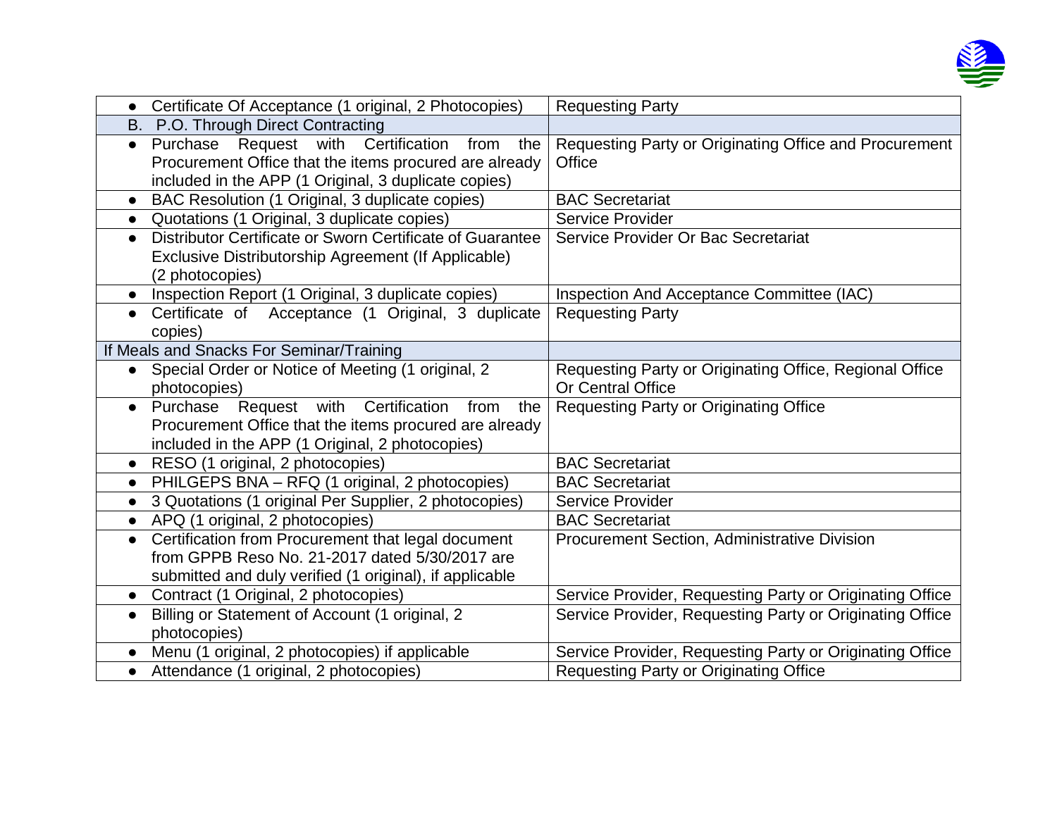| | |
|---|---|
| • Certificate Of Acceptance (1 original, 2 Photocopies) | Requesting Party |
| B. P.O. Through Direct Contracting | |
| • Purchase Request with Certification from the Procurement Office that the items procured are already included in the APP (1 Original, 3 duplicate copies) | Requesting Party or Originating Office and Procurement Office |
| • BAC Resolution (1 Original, 3 duplicate copies) | BAC Secretariat |
| • Quotations (1 Original, 3 duplicate copies) | Service Provider |
| • Distributor Certificate or Sworn Certificate of Guarantee Exclusive Distributorship Agreement (If Applicable) (2 photocopies) | Service Provider Or Bac Secretariat |
| • Inspection Report (1 Original, 3 duplicate copies) | Inspection And Acceptance Committee (IAC) |
| • Certificate of Acceptance (1 Original, 3 duplicate copies) | Requesting Party |
| If Meals and Snacks For Seminar/Training | |
| • Special Order or Notice of Meeting (1 original, 2 photocopies) | Requesting Party or Originating Office, Regional Office Or Central Office |
| • Purchase Request with Certification from the Procurement Office that the items procured are already included in the APP (1 Original, 2 photocopies) | Requesting Party or Originating Office |
| • RESO (1 original, 2 photocopies) | BAC Secretariat |
| • PHILGEPS BNA – RFQ (1 original, 2 photocopies) | BAC Secretariat |
| • 3 Quotations (1 original Per Supplier, 2 photocopies) | Service Provider |
| • APQ (1 original, 2 photocopies) | BAC Secretariat |
| • Certification from Procurement that legal document from GPPB Reso No. 21-2017 dated 5/30/2017 are submitted and duly verified (1 original), if applicable | Procurement Section, Administrative Division |
| • Contract (1 Original, 2 photocopies) | Service Provider, Requesting Party or Originating Office |
| • Billing or Statement of Account (1 original, 2 photocopies) | Service Provider, Requesting Party or Originating Office |
| • Menu (1 original, 2 photocopies) if applicable | Service Provider, Requesting Party or Originating Office |
| • Attendance (1 original, 2 photocopies) | Requesting Party or Originating Office |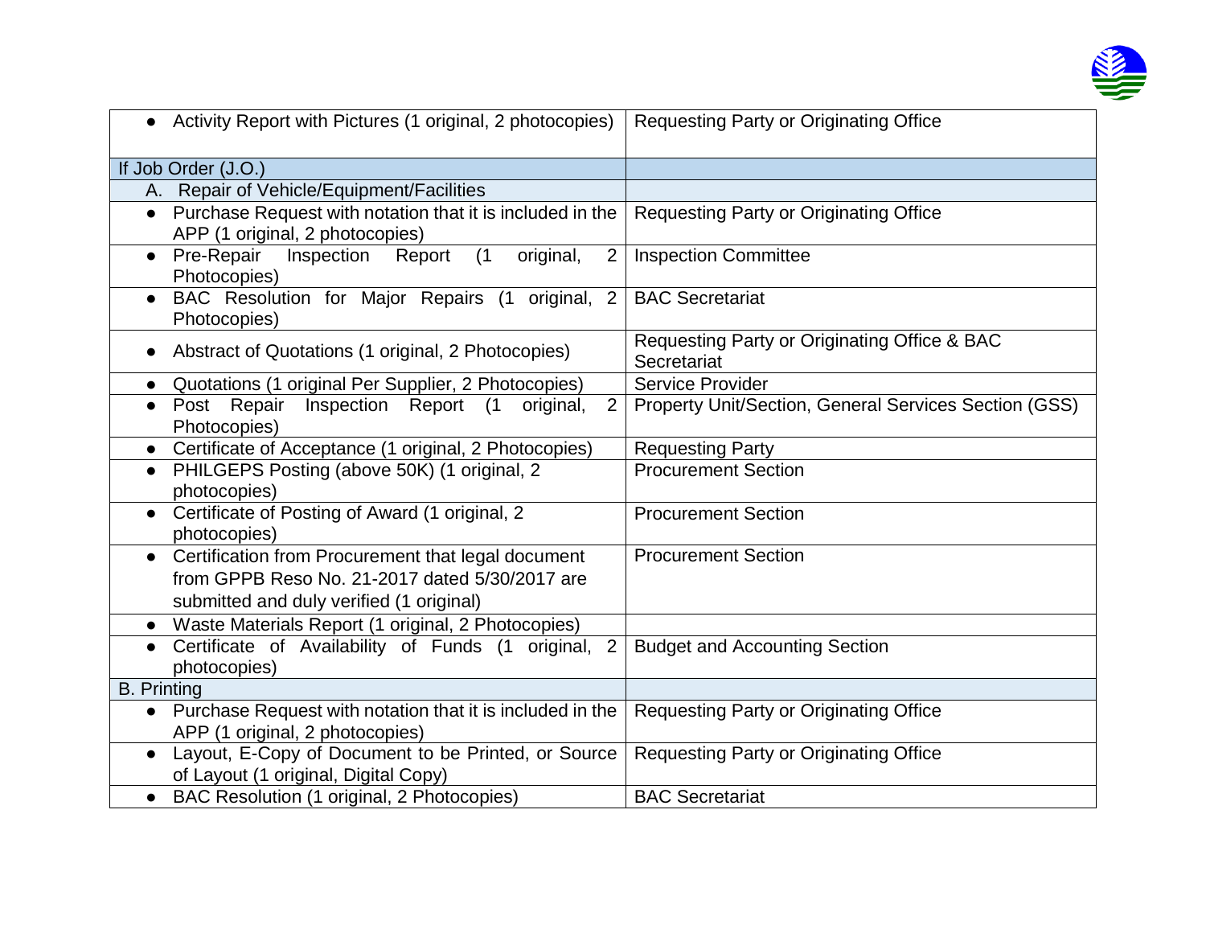| | |
|---|---|
| • Activity Report with Pictures (1 original, 2 photocopies) | Requesting Party or Originating Office |
| If Job Order (J.O.) | |
| A. Repair of Vehicle/Equipment/Facilities | |
| • Purchase Request with notation that it is included in the APP (1 original, 2 photocopies) | Requesting Party or Originating Office |
| • Pre-Repair Inspection Report (1 original, 2 Photocopies) | Inspection Committee |
| • BAC Resolution for Major Repairs (1 original, 2 Photocopies) | BAC Secretariat |
| • Abstract of Quotations (1 original, 2 Photocopies) | Requesting Party or Originating Office & BAC Secretariat |
| • Quotations (1 original Per Supplier, 2 Photocopies) | Service Provider |
| • Post Repair Inspection Report (1 original, 2 Photocopies) | Property Unit/Section, General Services Section (GSS) |
| • Certificate of Acceptance (1 original, 2 Photocopies) | Requesting Party |
| • PHILGEPS Posting (above 50K) (1 original, 2 photocopies) | Procurement Section |
| • Certificate of Posting of Award (1 original, 2 photocopies) | Procurement Section |
| • Certification from Procurement that legal document from GPPB Reso No. 21-2017 dated 5/30/2017 are submitted and duly verified (1 original) | Procurement Section |
| • Waste Materials Report (1 original, 2 Photocopies) | |
| • Certificate of Availability of Funds (1 original, 2 photocopies) | Budget and Accounting Section |
| B. Printing | |
| • Purchase Request with notation that it is included in the APP (1 original, 2 photocopies) | Requesting Party or Originating Office |
| • Layout, E-Copy of Document to be Printed, or Source of Layout (1 original, Digital Copy) | Requesting Party or Originating Office |
| • BAC Resolution (1 original, 2 Photocopies) | BAC Secretariat |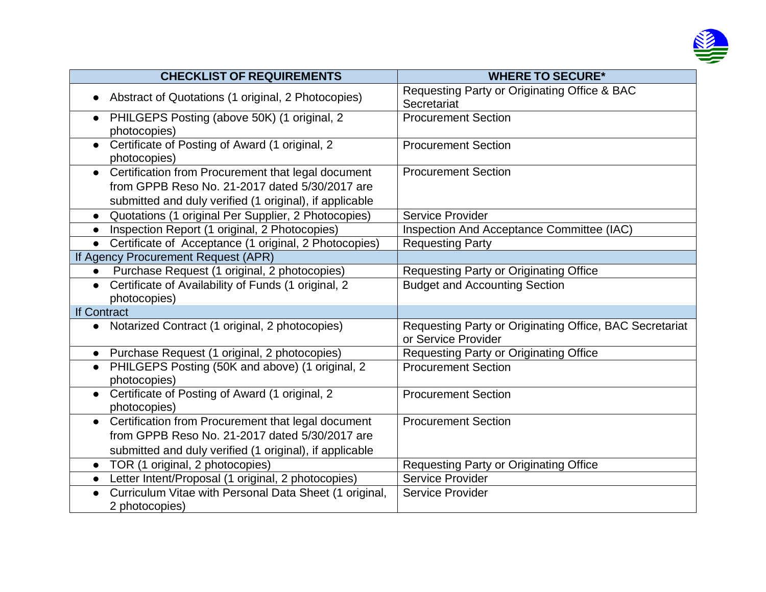| CHECKLIST OF REQUIREMENTS | WHERE TO SECURE* |
|---|---|
| • Abstract of Quotations (1 original, 2 Photocopies) | Requesting Party or Originating Office & BAC Secretariat |
| • PHILGEPS Posting (above 50K) (1 original, 2 photocopies) | Procurement Section |
| • Certificate of Posting of Award (1 original, 2 photocopies) | Procurement Section |
| • Certification from Procurement that legal document from GPPB Reso No. 21-2017 dated 5/30/2017 are submitted and duly verified (1 original), if applicable | Procurement Section |
| • Quotations (1 original Per Supplier, 2 Photocopies) | Service Provider |
| • Inspection Report (1 original, 2 Photocopies) | Inspection And Acceptance Committee (IAC) |
| • Certificate of Acceptance (1 original, 2 Photocopies) | Requesting Party |
| If Agency Procurement Request (APR) | |
| • Purchase Request (1 original, 2 photocopies) | Requesting Party or Originating Office |
| • Certificate of Availability of Funds (1 original, 2 photocopies) | Budget and Accounting Section |
| If Contract | |
| • Notarized Contract (1 original, 2 photocopies) | Requesting Party or Originating Office, BAC Secretariat or Service Provider |
| • Purchase Request (1 original, 2 photocopies) | Requesting Party or Originating Office |
| • PHILGEPS Posting (50K and above) (1 original, 2 photocopies) | Procurement Section |
| • Certificate of Posting of Award (1 original, 2 photocopies) | Procurement Section |
| • Certification from Procurement that legal document from GPPB Reso No. 21-2017 dated 5/30/2017 are submitted and duly verified (1 original), if applicable | Procurement Section |
| • TOR (1 original, 2 photocopies) | Requesting Party or Originating Office |
| • Letter Intent/Proposal (1 original, 2 photocopies) | Service Provider |
| • Curriculum Vitae with Personal Data Sheet (1 original, 2 photocopies) | Service Provider |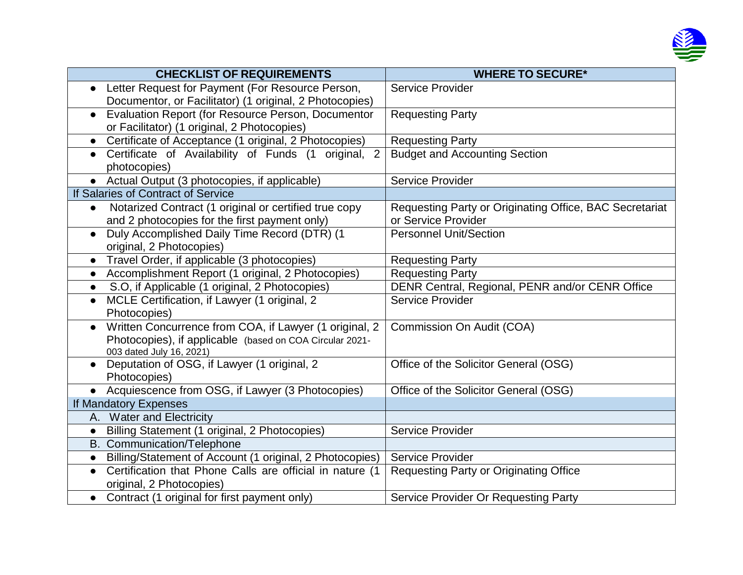| CHECKLIST OF REQUIREMENTS | WHERE TO SECURE* |
|---|---|
| • Letter Request for Payment (For Resource Person, Documentor, or Facilitator) (1 original, 2 Photocopies) | Service Provider |
| • Evaluation Report (for Resource Person, Documentor or Facilitator) (1 original, 2 Photocopies) | Requesting Party |
| • Certificate of Acceptance (1 original, 2 Photocopies) | Requesting Party |
| • Certificate of Availability of Funds (1 original, 2 photocopies) | Budget and Accounting Section |
| • Actual Output (3 photocopies, if applicable) | Service Provider |
| If Salaries of Contract of Service | |
| • Notarized Contract (1 original or certified true copy and 2 photocopies for the first payment only) | Requesting Party or Originating Office, BAC Secretariat or Service Provider |
| • Duly Accomplished Daily Time Record (DTR) (1 original, 2 Photocopies) | Personnel Unit/Section |
| • Travel Order, if applicable (3 photocopies) | Requesting Party |
| • Accomplishment Report (1 original, 2 Photocopies) | Requesting Party |
| • S.O, if Applicable (1 original, 2 Photocopies) | DENR Central, Regional, PENR and/or CENR Office |
| • MCLE Certification, if Lawyer (1 original, 2 Photocopies) | Service Provider |
| • Written Concurrence from COA, if Lawyer (1 original, 2 Photocopies), if applicable (based on COA Circular 2021-003 dated July 16, 2021) | Commission On Audit (COA) |
| • Deputation of OSG, if Lawyer (1 original, 2 Photocopies) | Office of the Solicitor General (OSG) |
| • Acquiescence from OSG, if Lawyer (3 Photocopies) | Office of the Solicitor General (OSG) |
| If Mandatory Expenses | |
| A. Water and Electricity | |
| • Billing Statement (1 original, 2 Photocopies) | Service Provider |
| B. Communication/Telephone | |
| • Billing/Statement of Account (1 original, 2 Photocopies) | Service Provider |
| • Certification that Phone Calls are official in nature (1 original, 2 Photocopies) | Requesting Party or Originating Office |
| • Contract (1 original for first payment only) | Service Provider Or Requesting Party |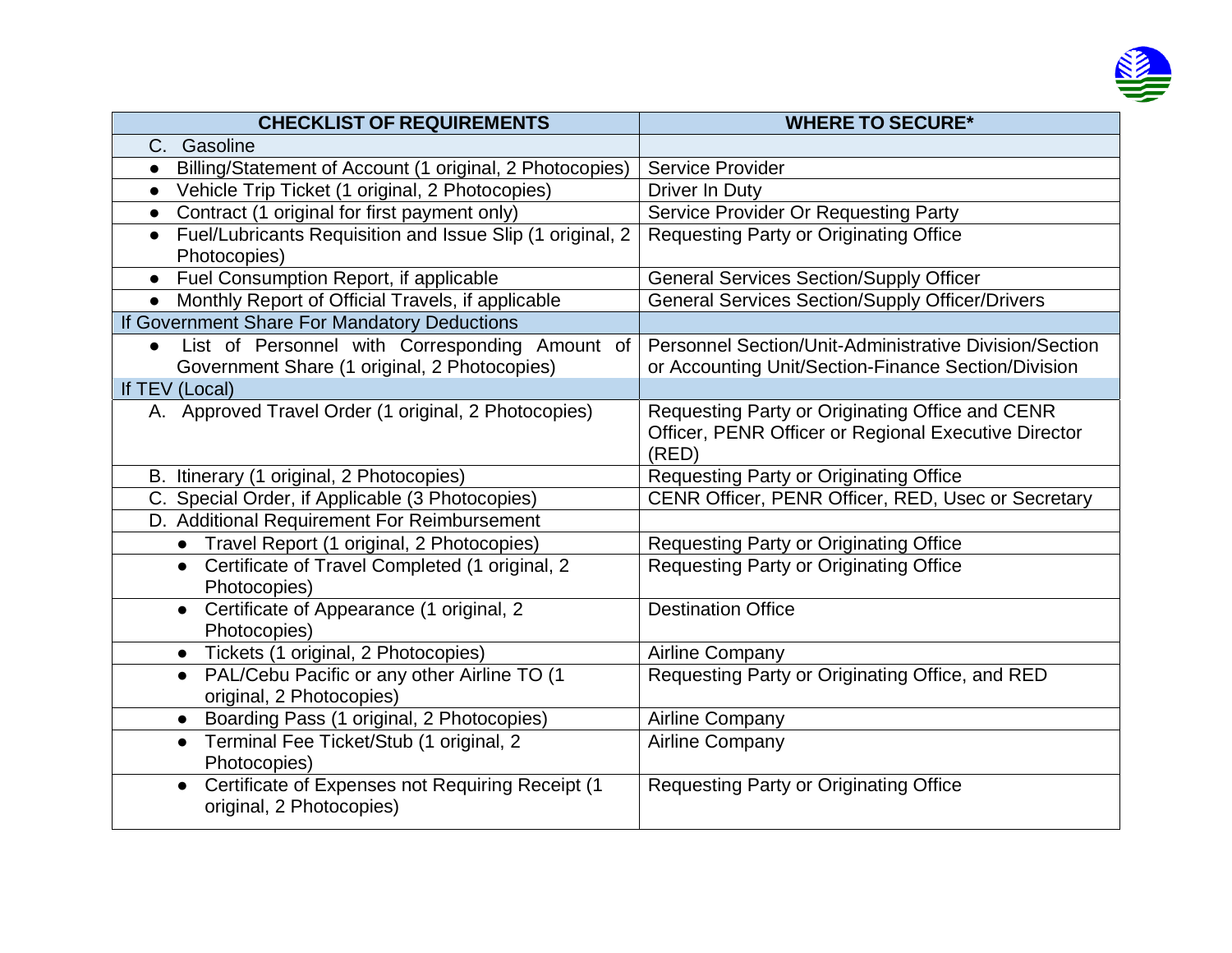| CHECKLIST OF REQUIREMENTS | WHERE TO SECURE* |
| --- | --- |
| C. Gasoline | |
| • Billing/Statement of Account (1 original, 2 Photocopies) | Service Provider |
| • Vehicle Trip Ticket (1 original, 2 Photocopies) | Driver In Duty |
| • Contract (1 original for first payment only) | Service Provider Or Requesting Party |
| • Fuel/Lubricants Requisition and Issue Slip (1 original, 2 Photocopies) | Requesting Party or Originating Office |
| • Fuel Consumption Report, if applicable | General Services Section/Supply Officer |
| • Monthly Report of Official Travels, if applicable | General Services Section/Supply Officer/Drivers |
| If Government Share For Mandatory Deductions | |
| • List of Personnel with Corresponding Amount of Government Share (1 original, 2 Photocopies) | Personnel Section/Unit-Administrative Division/Section or Accounting Unit/Section-Finance Section/Division |
| If TEV (Local) | |
| A. Approved Travel Order (1 original, 2 Photocopies) | Requesting Party or Originating Office and CENR Officer, PENR Officer or Regional Executive Director (RED) |
| B. Itinerary (1 original, 2 Photocopies) | Requesting Party or Originating Office |
| C. Special Order, if Applicable (3 Photocopies) | CENR Officer, PENR Officer, RED, Usec or Secretary |
| D. Additional Requirement For Reimbursement | |
| • Travel Report (1 original, 2 Photocopies) | Requesting Party or Originating Office |
| • Certificate of Travel Completed (1 original, 2 Photocopies) | Requesting Party or Originating Office |
| • Certificate of Appearance (1 original, 2 Photocopies) | Destination Office |
| • Tickets (1 original, 2 Photocopies) | Airline Company |
| • PAL/Cebu Pacific or any other Airline TO (1 original, 2 Photocopies) | Requesting Party or Originating Office, and RED |
| • Boarding Pass (1 original, 2 Photocopies) | Airline Company |
| • Terminal Fee Ticket/Stub (1 original, 2 Photocopies) | Airline Company |
| • Certificate of Expenses not Requiring Receipt (1 original, 2 Photocopies) | Requesting Party or Originating Office |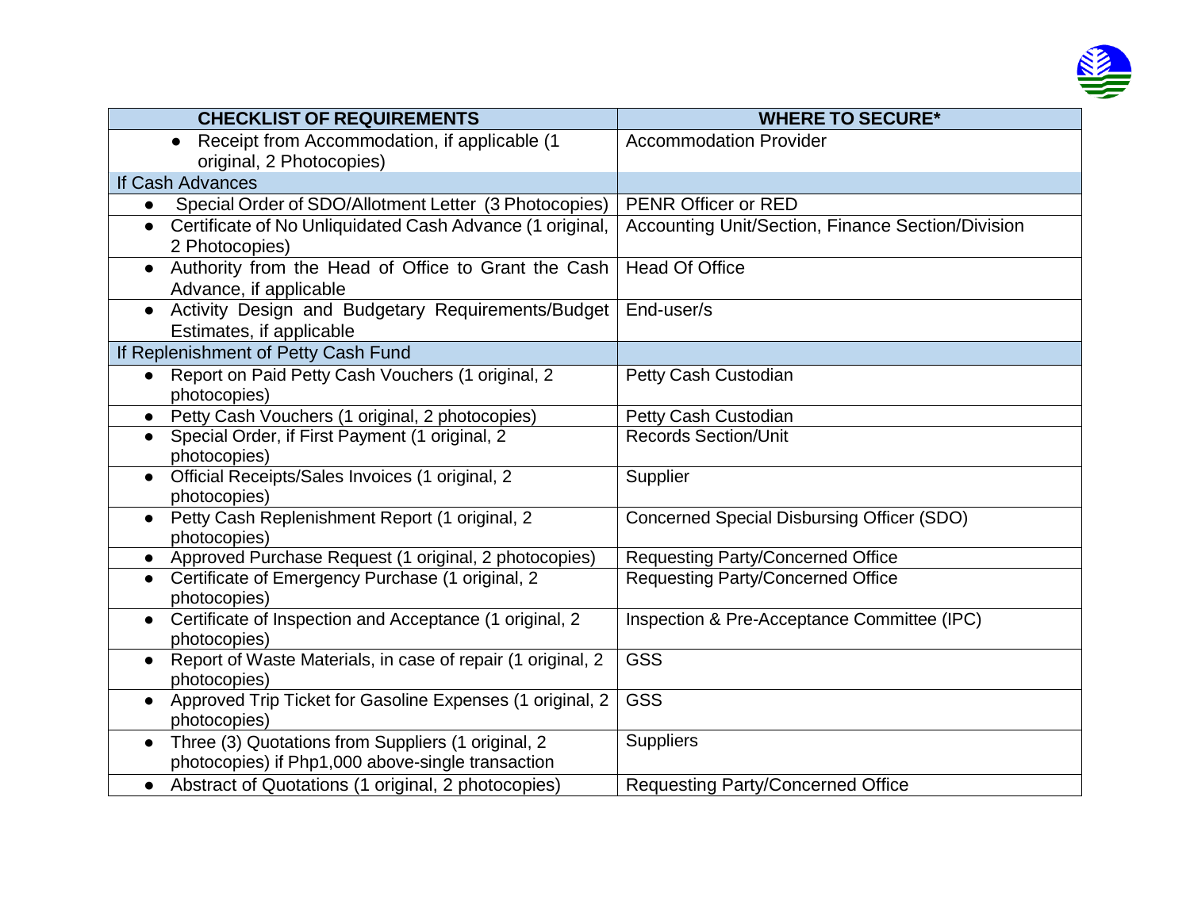| CHECKLIST OF REQUIREMENTS | WHERE TO SECURE* |
|---|---|
| • Receipt from Accommodation, if applicable (1 original, 2 Photocopies) | Accommodation Provider |
| If Cash Advances | |
| • Special Order of SDO/Allotment Letter (3 Photocopies) | PENR Officer or RED |
| • Certificate of No Unliquidated Cash Advance (1 original, 2 Photocopies) | Accounting Unit/Section, Finance Section/Division |
| • Authority from the Head of Office to Grant the Cash Advance, if applicable | Head Of Office |
| • Activity Design and Budgetary Requirements/Budget Estimates, if applicable | End-user/s |
| If Replenishment of Petty Cash Fund | |
| • Report on Paid Petty Cash Vouchers (1 original, 2 photocopies) | Petty Cash Custodian |
| • Petty Cash Vouchers (1 original, 2 photocopies) | Petty Cash Custodian |
| • Special Order, if First Payment (1 original, 2 photocopies) | Records Section/Unit |
| • Official Receipts/Sales Invoices (1 original, 2 photocopies) | Supplier |
| • Petty Cash Replenishment Report (1 original, 2 photocopies) | Concerned Special Disbursing Officer (SDO) |
| • Approved Purchase Request (1 original, 2 photocopies) | Requesting Party/Concerned Office |
| • Certificate of Emergency Purchase (1 original, 2 photocopies) | Requesting Party/Concerned Office |
| • Certificate of Inspection and Acceptance (1 original, 2 photocopies) | Inspection & Pre-Acceptance Committee (IPC) |
| • Report of Waste Materials, in case of repair (1 original, 2 photocopies) | GSS |
| • Approved Trip Ticket for Gasoline Expenses (1 original, 2 photocopies) | GSS |
| • Three (3) Quotations from Suppliers (1 original, 2 photocopies) if Php1,000 above-single transaction | Suppliers |
| • Abstract of Quotations (1 original, 2 photocopies) | Requesting Party/Concerned Office |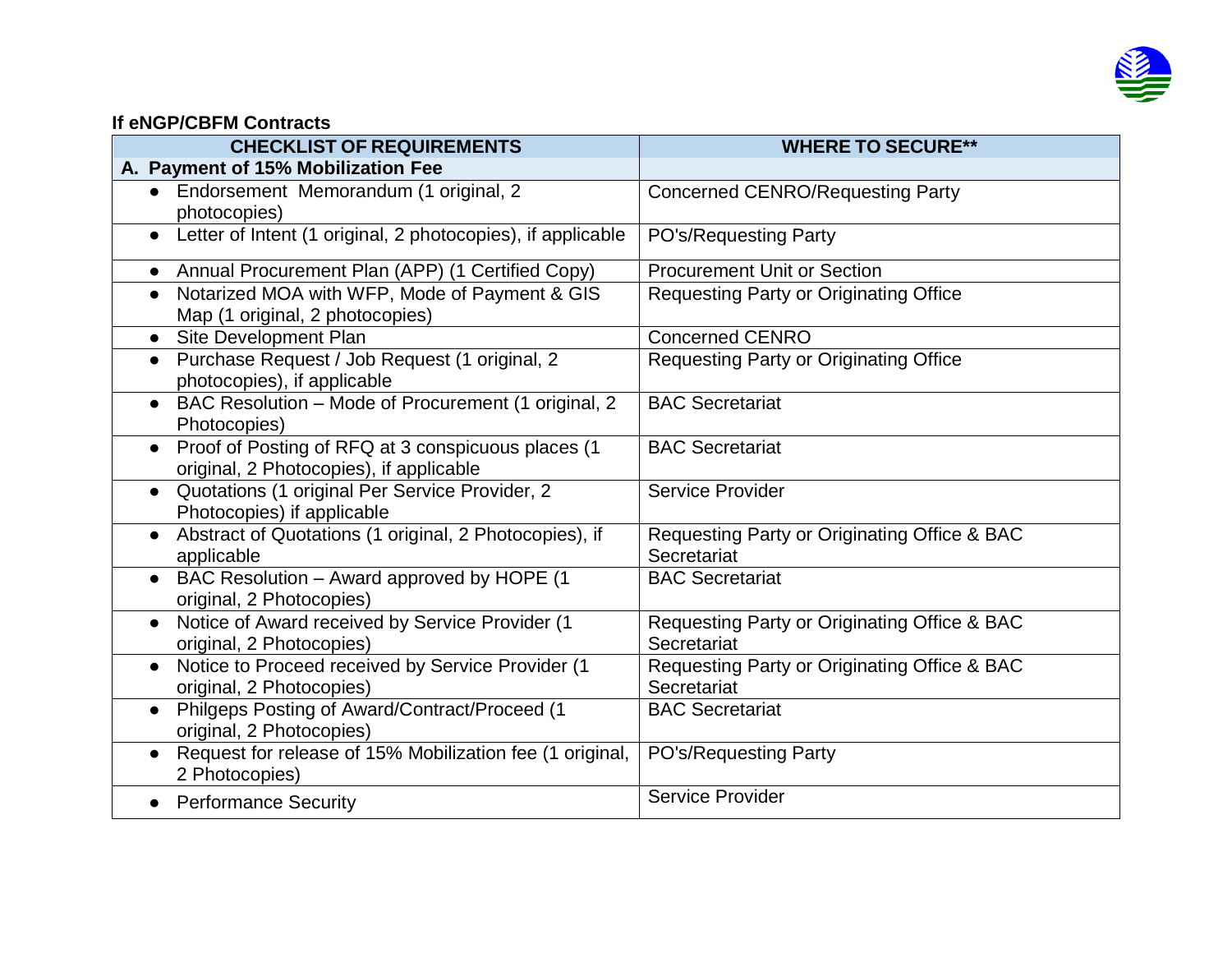**If eNGP/CBFM Contracts**

| CHECKLIST OF REQUIREMENTS | WHERE TO SECURE** |
| --- | --- |
| **A. Payment of 15% Mobilization Fee** | |
| • Endorsement Memorandum (1 original, 2 photocopies) | Concerned CENRO/Requesting Party |
| • Letter of Intent (1 original, 2 photocopies), if applicable | PO's/Requesting Party |
| • Annual Procurement Plan (APP) (1 Certified Copy) | Procurement Unit or Section |
| • Notarized MOA with WFP, Mode of Payment & GIS Map (1 original, 2 photocopies) | Requesting Party or Originating Office |
| • Site Development Plan | Concerned CENRO |
| • Purchase Request / Job Request (1 original, 2 photocopies), if applicable | Requesting Party or Originating Office |
| • BAC Resolution – Mode of Procurement (1 original, 2 Photocopies) | BAC Secretariat |
| • Proof of Posting of RFQ at 3 conspicuous places (1 original, 2 Photocopies), if applicable | BAC Secretariat |
| • Quotations (1 original Per Service Provider, 2 Photocopies) if applicable | Service Provider |
| • Abstract of Quotations (1 original, 2 Photocopies), if applicable | Requesting Party or Originating Office & BAC Secretariat |
| • BAC Resolution – Award approved by HOPE (1 original, 2 Photocopies) | BAC Secretariat |
| • Notice of Award received by Service Provider (1 original, 2 Photocopies) | Requesting Party or Originating Office & BAC Secretariat |
| • Notice to Proceed received by Service Provider (1 original, 2 Photocopies) | Requesting Party or Originating Office & BAC Secretariat |
| • Philgeps Posting of Award/Contract/Proceed (1 original, 2 Photocopies) | BAC Secretariat |
| • Request for release of 15% Mobilization fee (1 original, 2 Photocopies) | PO's/Requesting Party |
| • Performance Security | Service Provider |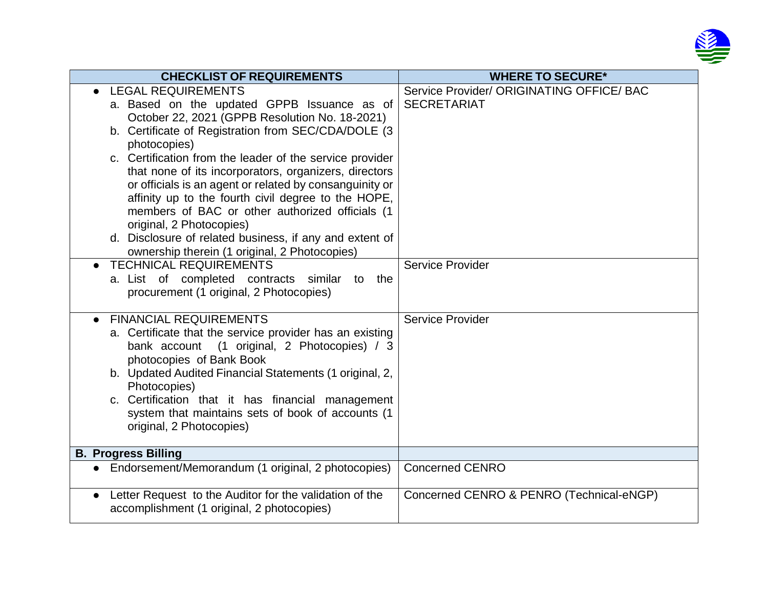| CHECKLIST OF REQUIREMENTS | WHERE TO SECURE* |
|---|---|
| • LEGAL REQUIREMENTS<br>a. Based on the updated GPPB Issuance as of October 22, 2021 (GPPB Resolution No. 18-2021)<br>b. Certificate of Registration from SEC/CDA/DOLE (3 photocopies)<br>c. Certification from the leader of the service provider that none of its incorporators, organizers, directors or officials is an agent or related by consanguinity or affinity up to the fourth civil degree to the HOPE, members of BAC or other authorized officials (1 original, 2 Photocopies)<br>d. Disclosure of related business, if any and extent of ownership therein (1 original, 2 Photocopies) | Service Provider/ ORIGINATING OFFICE/ BAC SECRETARIAT |
| • TECHNICAL REQUIREMENTS<br>a. List of completed contracts similar to the procurement (1 original, 2 Photocopies) | Service Provider |
| • FINANCIAL REQUIREMENTS<br>a. Certificate that the service provider has an existing bank account (1 original, 2 Photocopies) / 3 photocopies of Bank Book<br>b. Updated Audited Financial Statements (1 original, 2, Photocopies)<br>c. Certification that it has financial management system that maintains sets of book of accounts (1 original, 2 Photocopies) | Service Provider |
| **B. Progress Billing** | |
| • Endorsement/Memorandum (1 original, 2 photocopies) | Concerned CENRO |
| • Letter Request to the Auditor for the validation of the accomplishment (1 original, 2 photocopies) | Concerned CENRO & PENRO (Technical-eNGP) |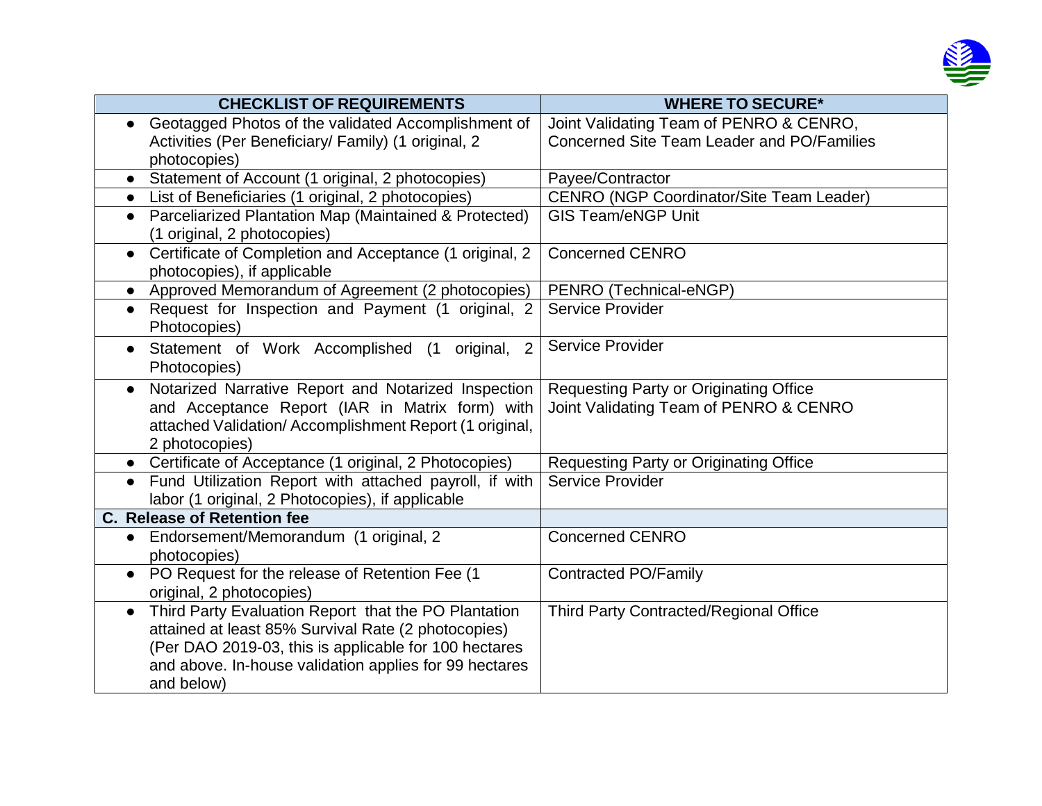| CHECKLIST OF REQUIREMENTS | WHERE TO SECURE* |
|---|---|
| • Geotagged Photos of the validated Accomplishment of Activities (Per Beneficiary/ Family) (1 original, 2 photocopies) | Joint Validating Team of PENRO & CENRO, Concerned Site Team Leader and PO/Families |
| • Statement of Account (1 original, 2 photocopies) | Payee/Contractor |
| • List of Beneficiaries (1 original, 2 photocopies) | CENRO (NGP Coordinator/Site Team Leader) |
| • Parceliarized Plantation Map (Maintained & Protected) (1 original, 2 photocopies) | GIS Team/eNGP Unit |
| • Certificate of Completion and Acceptance (1 original, 2 photocopies), if applicable | Concerned CENRO |
| • Approved Memorandum of Agreement (2 photocopies) | PENRO (Technical-eNGP) |
| • Request for Inspection and Payment (1 original, 2 Photocopies) | Service Provider |
| • Statement of Work Accomplished (1 original, 2 Photocopies) | Service Provider |
| • Notarized Narrative Report and Notarized Inspection and Acceptance Report (IAR in Matrix form) with attached Validation/ Accomplishment Report (1 original, 2 photocopies) | Requesting Party or Originating Office<br>Joint Validating Team of PENRO & CENRO |
| • Certificate of Acceptance (1 original, 2 Photocopies) | Requesting Party or Originating Office |
| • Fund Utilization Report with attached payroll, if with labor (1 original, 2 Photocopies), if applicable | Service Provider |
| **C. Release of Retention fee** | |
| • Endorsement/Memorandum (1 original, 2 photocopies) | Concerned CENRO |
| • PO Request for the release of Retention Fee (1 original, 2 photocopies) | Contracted PO/Family |
| • Third Party Evaluation Report that the PO Plantation attained at least 85% Survival Rate (2 photocopies) (Per DAO 2019-03, this is applicable for 100 hectares and above. In-house validation applies for 99 hectares and below) | Third Party Contracted/Regional Office |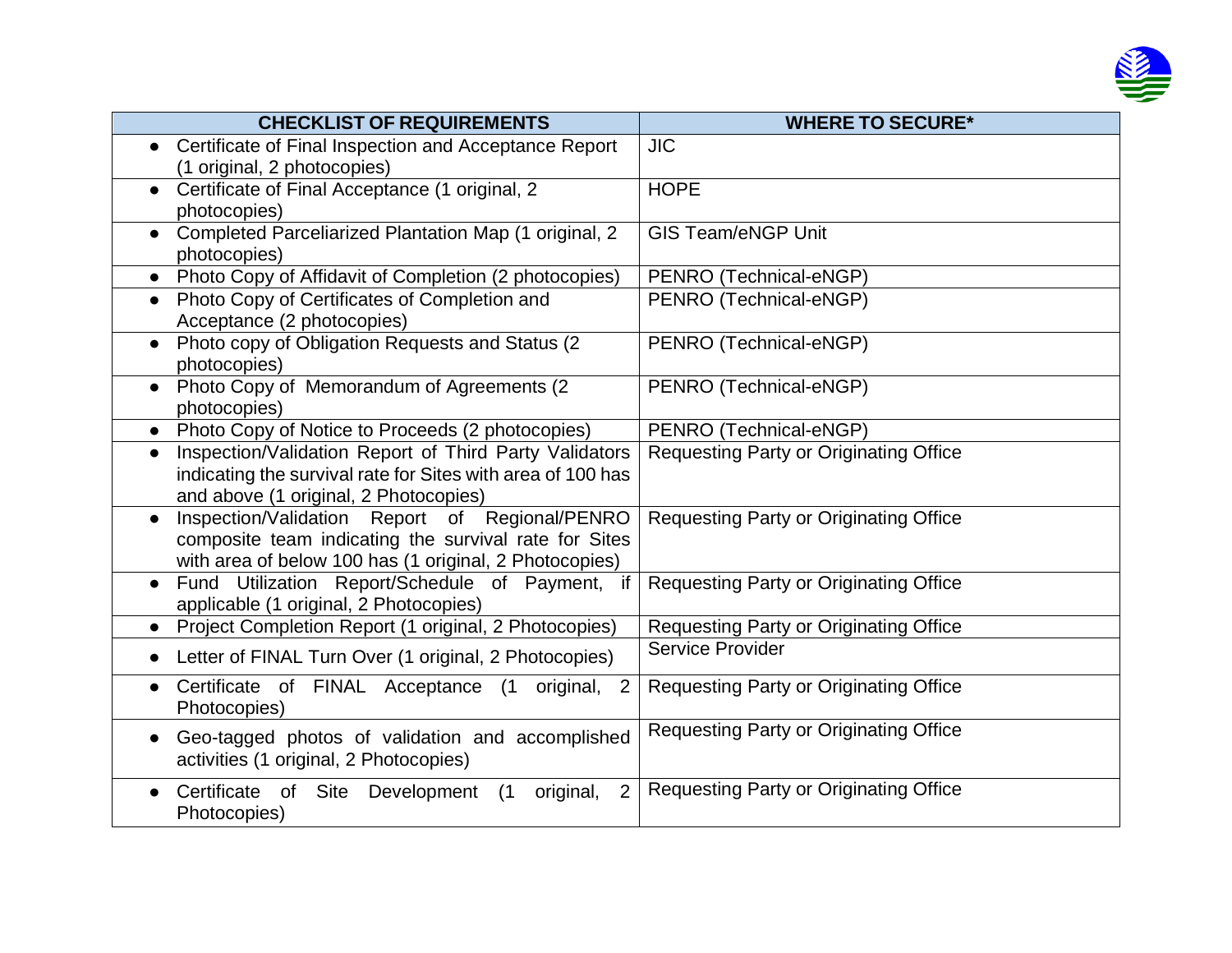| CHECKLIST OF REQUIREMENTS | WHERE TO SECURE* |
|---|---|
| • Certificate of Final Inspection and Acceptance Report (1 original, 2 photocopies) | JIC |
| • Certificate of Final Acceptance (1 original, 2 photocopies) | HOPE |
| • Completed Parceliarized Plantation Map (1 original, 2 photocopies) | GIS Team/eNGP Unit |
| • Photo Copy of Affidavit of Completion (2 photocopies) | PENRO (Technical-eNGP) |
| • Photo Copy of Certificates of Completion and Acceptance (2 photocopies) | PENRO (Technical-eNGP) |
| • Photo copy of Obligation Requests and Status (2 photocopies) | PENRO (Technical-eNGP) |
| • Photo Copy of Memorandum of Agreements (2 photocopies) | PENRO (Technical-eNGP) |
| • Photo Copy of Notice to Proceeds (2 photocopies) | PENRO (Technical-eNGP) |
| • Inspection/Validation Report of Third Party Validators indicating the survival rate for Sites with area of 100 has and above (1 original, 2 Photocopies) | Requesting Party or Originating Office |
| • Inspection/Validation Report of Regional/PENRO composite team indicating the survival rate for Sites with area of below 100 has (1 original, 2 Photocopies) | Requesting Party or Originating Office |
| • Fund Utilization Report/Schedule of Payment, if applicable (1 original, 2 Photocopies) | Requesting Party or Originating Office |
| • Project Completion Report (1 original, 2 Photocopies) | Requesting Party or Originating Office |
| • Letter of FINAL Turn Over (1 original, 2 Photocopies) | Service Provider |
| • Certificate of FINAL Acceptance (1 original, 2 Photocopies) | Requesting Party or Originating Office |
| • Geo-tagged photos of validation and accomplished activities (1 original, 2 Photocopies) | Requesting Party or Originating Office |
| • Certificate of Site Development (1 original, 2 Photocopies) | Requesting Party or Originating Office |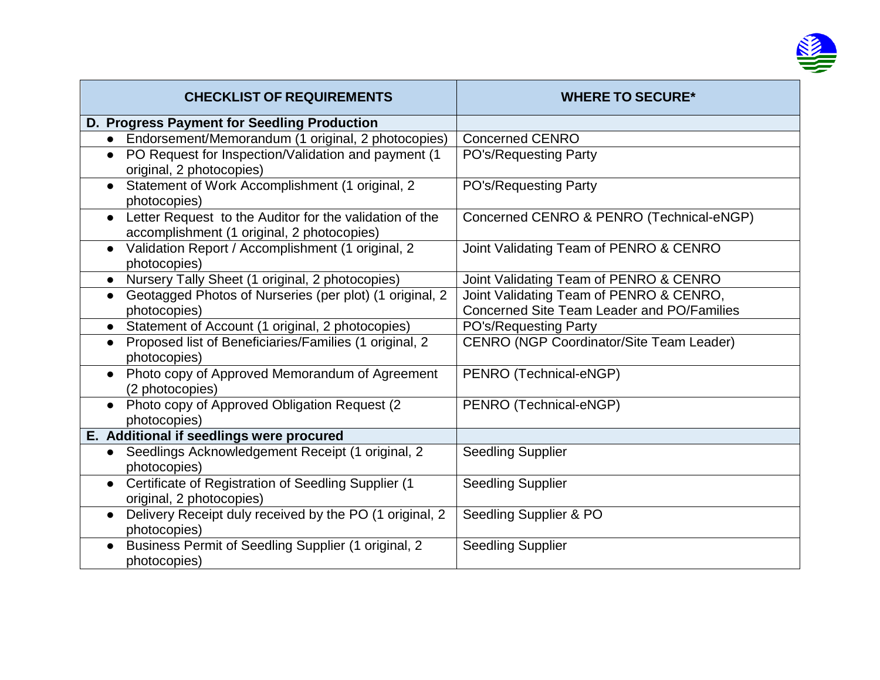| CHECKLIST OF REQUIREMENTS | WHERE TO SECURE* |
|---|---|
| **D. Progress Payment for Seedling Production** | |
| • Endorsement/Memorandum (1 original, 2 photocopies) | Concerned CENRO |
| • PO Request for Inspection/Validation and payment (1 original, 2 photocopies) | PO's/Requesting Party |
| • Statement of Work Accomplishment (1 original, 2 photocopies) | PO's/Requesting Party |
| • Letter Request to the Auditor for the validation of the accomplishment (1 original, 2 photocopies) | Concerned CENRO & PENRO (Technical-eNGP) |
| • Validation Report / Accomplishment (1 original, 2 photocopies) | Joint Validating Team of PENRO & CENRO |
| • Nursery Tally Sheet (1 original, 2 photocopies) | Joint Validating Team of PENRO & CENRO |
| • Geotagged Photos of Nurseries (per plot) (1 original, 2 photocopies) | Joint Validating Team of PENRO & CENRO, Concerned Site Team Leader and PO/Families |
| • Statement of Account (1 original, 2 photocopies) | PO's/Requesting Party |
| • Proposed list of Beneficiaries/Families (1 original, 2 photocopies) | CENRO (NGP Coordinator/Site Team Leader) |
| • Photo copy of Approved Memorandum of Agreement (2 photocopies) | PENRO (Technical-eNGP) |
| • Photo copy of Approved Obligation Request (2 photocopies) | PENRO (Technical-eNGP) |
| **E. Additional if seedlings were procured** | |
| • Seedlings Acknowledgement Receipt (1 original, 2 photocopies) | Seedling Supplier |
| • Certificate of Registration of Seedling Supplier (1 original, 2 photocopies) | Seedling Supplier |
| • Delivery Receipt duly received by the PO (1 original, 2 photocopies) | Seedling Supplier & PO |
| • Business Permit of Seedling Supplier (1 original, 2 photocopies) | Seedling Supplier |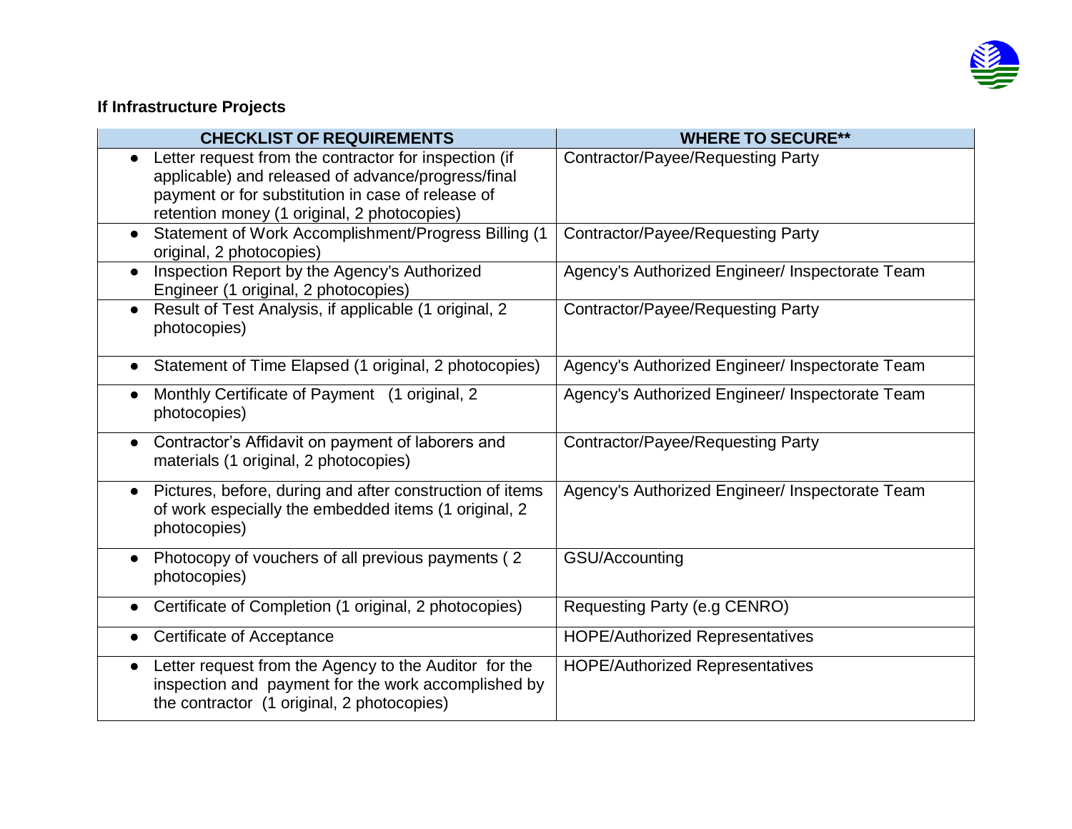**If Infrastructure Projects**

| CHECKLIST OF REQUIREMENTS | WHERE TO SECURE** |
|---|---|
| • Letter request from the contractor for inspection (if applicable) and released of advance/progress/final payment or for substitution in case of release of retention money (1 original, 2 photocopies) | Contractor/Payee/Requesting Party |
| • Statement of Work Accomplishment/Progress Billing (1 original, 2 photocopies) | Contractor/Payee/Requesting Party |
| • Inspection Report by the Agency's Authorized Engineer (1 original, 2 photocopies) | Agency's Authorized Engineer/ Inspectorate Team |
| • Result of Test Analysis, if applicable (1 original, 2 photocopies) | Contractor/Payee/Requesting Party |
| • Statement of Time Elapsed (1 original, 2 photocopies) | Agency's Authorized Engineer/ Inspectorate Team |
| • Monthly Certificate of Payment (1 original, 2 photocopies) | Agency's Authorized Engineer/ Inspectorate Team |
| • Contractor's Affidavit on payment of laborers and materials (1 original, 2 photocopies) | Contractor/Payee/Requesting Party |
| • Pictures, before, during and after construction of items of work especially the embedded items (1 original, 2 photocopies) | Agency's Authorized Engineer/ Inspectorate Team |
| • Photocopy of vouchers of all previous payments ( 2 photocopies) | GSU/Accounting |
| • Certificate of Completion (1 original, 2 photocopies) | Requesting Party (e.g CENRO) |
| • Certificate of Acceptance | HOPE/Authorized Representatives |
| • Letter request from the Agency to the Auditor for the inspection and payment for the work accomplished by the contractor (1 original, 2 photocopies) | HOPE/Authorized Representatives |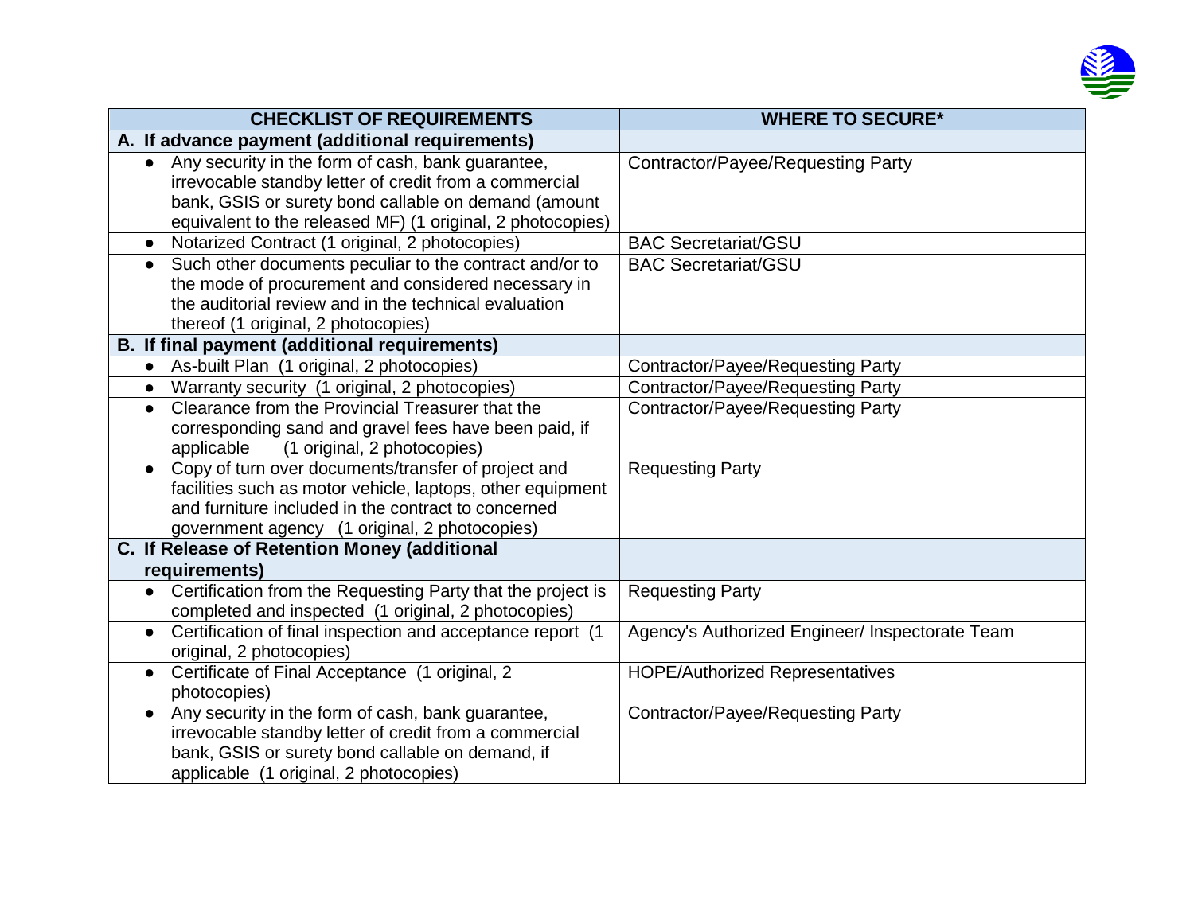| CHECKLIST OF REQUIREMENTS | WHERE TO SECURE* |
|---|---|
| **A. If advance payment (additional requirements)** | |
| • Any security in the form of cash, bank guarantee, irrevocable standby letter of credit from a commercial bank, GSIS or surety bond callable on demand (amount equivalent to the released MF) (1 original, 2 photocopies) | Contractor/Payee/Requesting Party |
| • Notarized Contract (1 original, 2 photocopies) | BAC Secretariat/GSU |
| • Such other documents peculiar to the contract and/or to the mode of procurement and considered necessary in the auditorial review and in the technical evaluation thereof (1 original, 2 photocopies) | BAC Secretariat/GSU |
| **B. If final payment (additional requirements)** | |
| • As-built Plan (1 original, 2 photocopies) | Contractor/Payee/Requesting Party |
| • Warranty security (1 original, 2 photocopies) | Contractor/Payee/Requesting Party |
| • Clearance from the Provincial Treasurer that the corresponding sand and gravel fees have been paid, if applicable (1 original, 2 photocopies) | Contractor/Payee/Requesting Party |
| • Copy of turn over documents/transfer of project and facilities such as motor vehicle, laptops, other equipment and furniture included in the contract to concerned government agency (1 original, 2 photocopies) | Requesting Party |
| **C. If Release of Retention Money (additional requirements)** | |
| • Certification from the Requesting Party that the project is completed and inspected (1 original, 2 photocopies) | Requesting Party |
| • Certification of final inspection and acceptance report (1 original, 2 photocopies) | Agency's Authorized Engineer/ Inspectorate Team |
| • Certificate of Final Acceptance (1 original, 2 photocopies) | HOPE/Authorized Representatives |
| • Any security in the form of cash, bank guarantee, irrevocable standby letter of credit from a commercial bank, GSIS or surety bond callable on demand, if applicable (1 original, 2 photocopies) | Contractor/Payee/Requesting Party |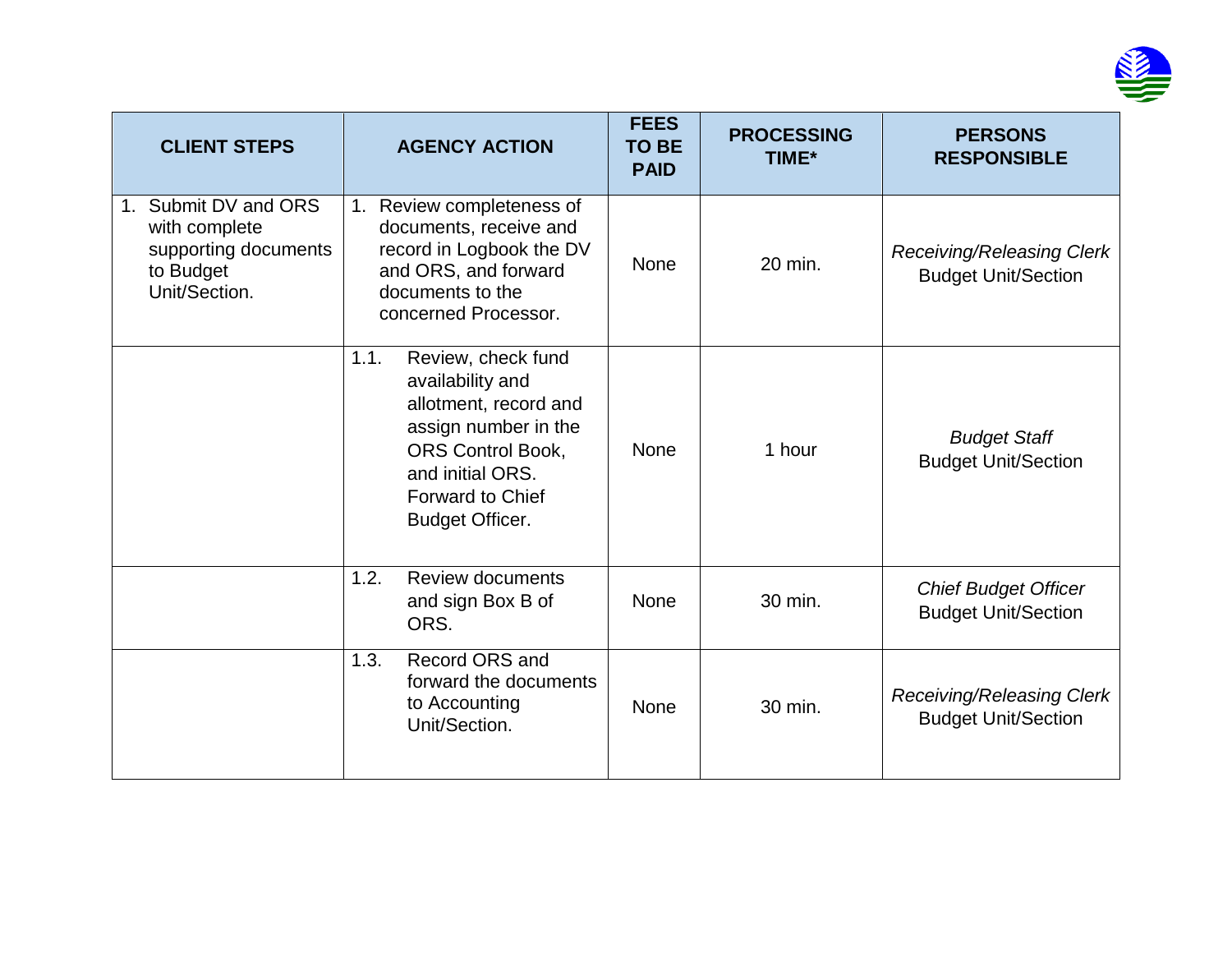| CLIENT STEPS | AGENCY ACTION | FEES TO BE PAID | PROCESSING TIME* | PERSONS RESPONSIBLE |
|---|---|---|---|---|
| 1. Submit DV and ORS with complete supporting documents to Budget Unit/Section. | 1. Review completeness of documents, receive and record in Logbook the DV and ORS, and forward documents to the concerned Processor. | None | 20 min. | *Receiving/Releasing Clerk* Budget Unit/Section |
| | 1.1. Review, check fund availability and allotment, record and assign number in the ORS Control Book, and initial ORS. Forward to Chief Budget Officer. | None | 1 hour | *Budget Staff* Budget Unit/Section |
| | 1.2. Review documents and sign Box B of ORS. | None | 30 min. | *Chief Budget Officer* Budget Unit/Section |
| | 1.3. Record ORS and forward the documents to Accounting Unit/Section. | None | 30 min. | *Receiving/Releasing Clerk* Budget Unit/Section |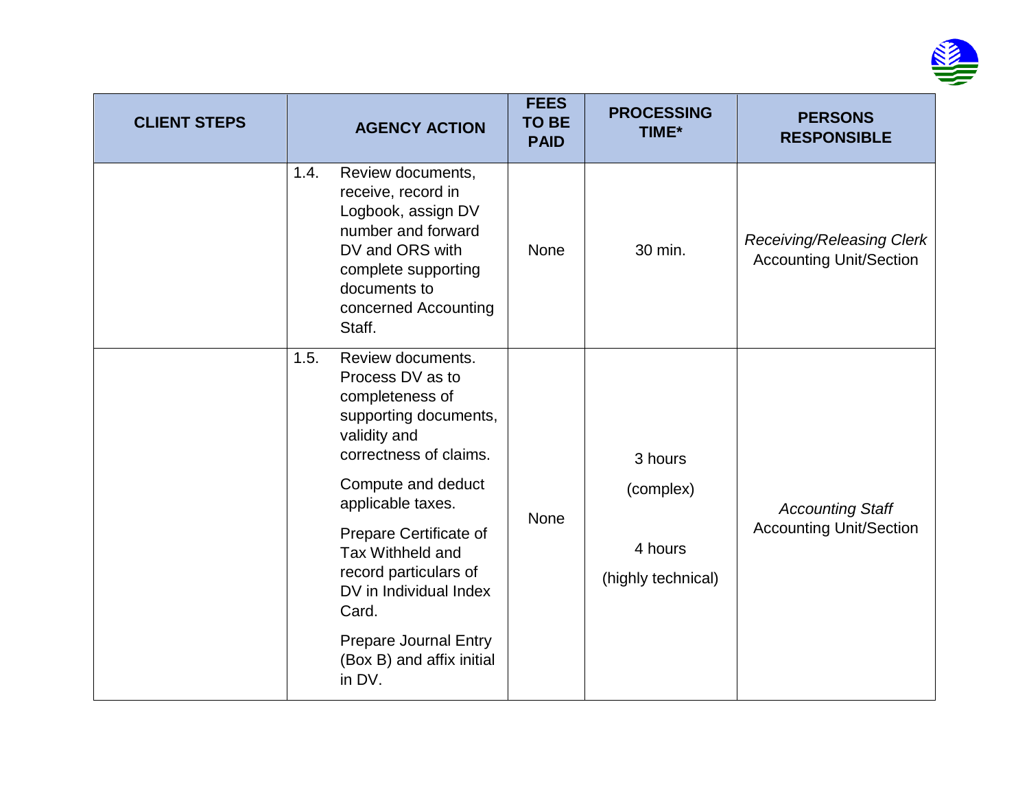| CLIENT STEPS | AGENCY ACTION | FEES TO BE PAID | PROCESSING TIME* | PERSONS RESPONSIBLE |
|---|---|---|---|---|
| | 1.4. Review documents, receive, record in Logbook, assign DV number and forward DV and ORS with complete supporting documents to concerned Accounting Staff. | None | 30 min. | *Receiving/Releasing Clerk* Accounting Unit/Section |
| | 1.5. Review documents. Process DV as to completeness of supporting documents, validity and correctness of claims.<br><br>Compute and deduct applicable taxes.<br><br>Prepare Certificate of Tax Withheld and record particulars of DV in Individual Index Card.<br><br>Prepare Journal Entry (Box B) and affix initial in DV. | None | 3 hours<br>(complex)<br><br>4 hours<br>(highly technical) | *Accounting Staff* Accounting Unit/Section |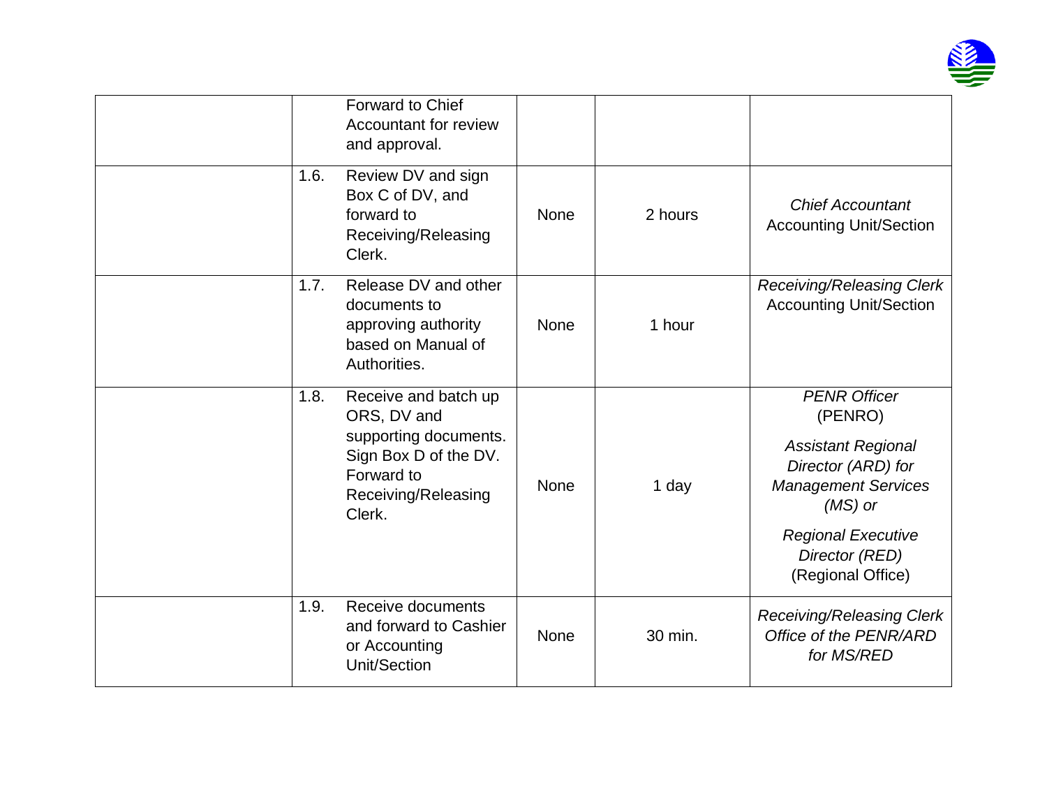| | | | | |
|---|---|---|---|---|
| | Forward to Chief Accountant for review and approval. | | | |
| | 1.6. Review DV and sign Box C of DV, and forward to Receiving/Releasing Clerk. | None | 2 hours | *Chief Accountant* Accounting Unit/Section |
| | 1.7. Release DV and other documents to approving authority based on Manual of Authorities. | None | 1 hour | *Receiving/Releasing Clerk* Accounting Unit/Section |
| | 1.8. Receive and batch up ORS, DV and supporting documents. Sign Box D of the DV. Forward to Receiving/Releasing Clerk. | None | 1 day | *PENR Officer* (PENRO)<br>*Assistant Regional Director (ARD) for Management Services (MS) or*<br>*Regional Executive Director (RED)* (Regional Office) |
| | 1.9. Receive documents and forward to Cashier or Accounting Unit/Section | None | 30 min. | *Receiving/Releasing Clerk Office of the PENR/ARD for MS/RED* |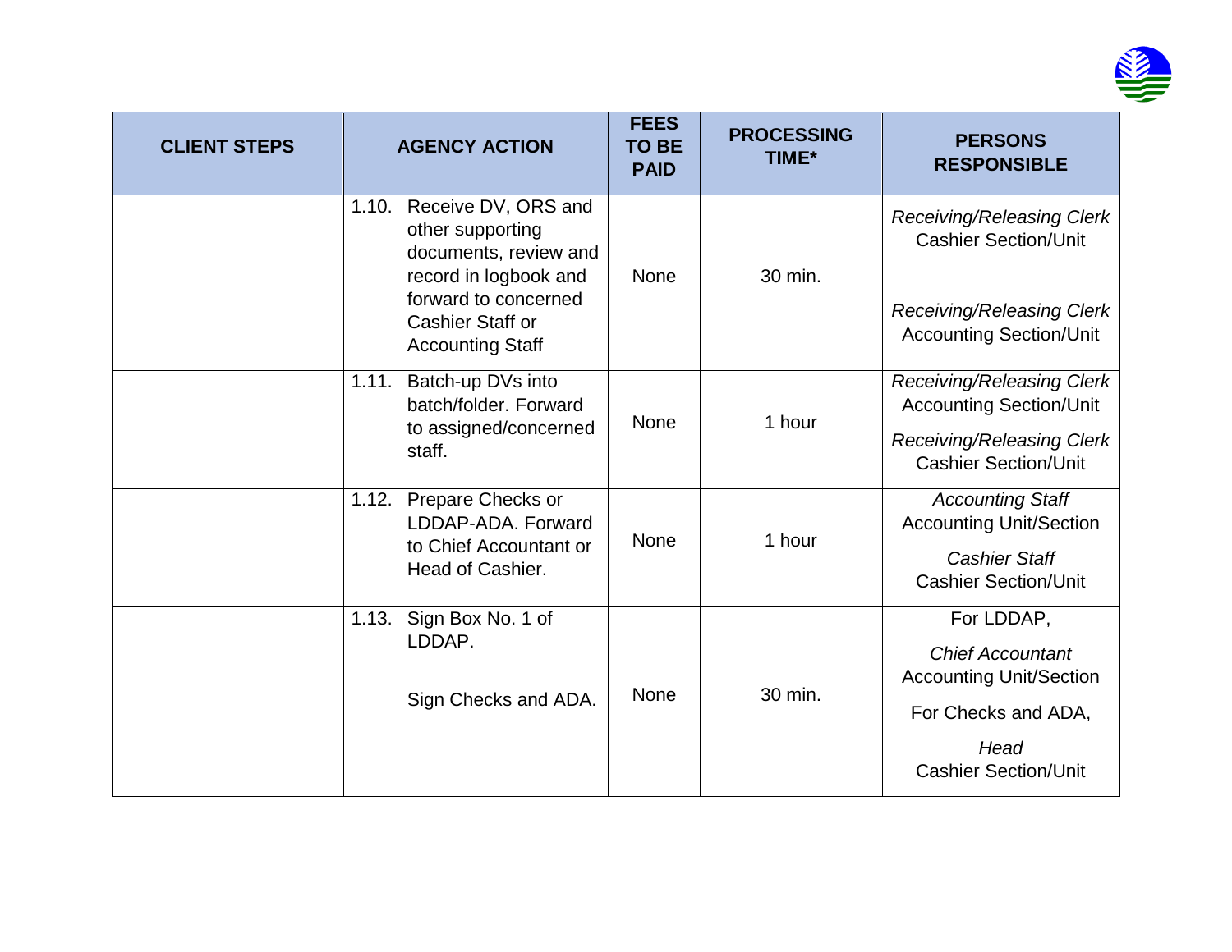| CLIENT STEPS | AGENCY ACTION | FEES TO BE PAID | PROCESSING TIME* | PERSONS RESPONSIBLE |
|---|---|---|---|---|
| | 1.10. Receive DV, ORS and other supporting documents, review and record in logbook and forward to concerned Cashier Staff or Accounting Staff | None | 30 min. | *Receiving/Releasing Clerk* Cashier Section/Unit<br><br>*Receiving/Releasing Clerk* Accounting Section/Unit |
| | 1.11. Batch-up DVs into batch/folder. Forward to assigned/concerned staff. | None | 1 hour | *Receiving/Releasing Clerk* Accounting Section/Unit<br><br>*Receiving/Releasing Clerk* Cashier Section/Unit |
| | 1.12. Prepare Checks or LDDAP-ADA. Forward to Chief Accountant or Head of Cashier. | None | 1 hour | *Accounting Staff* Accounting Unit/Section<br><br>*Cashier Staff* Cashier Section/Unit |
| | 1.13. Sign Box No. 1 of LDDAP.<br><br>Sign Checks and ADA. | None | 30 min. | For LDDAP,<br><br>*Chief Accountant* Accounting Unit/Section<br><br>For Checks and ADA,<br><br>*Head* Cashier Section/Unit |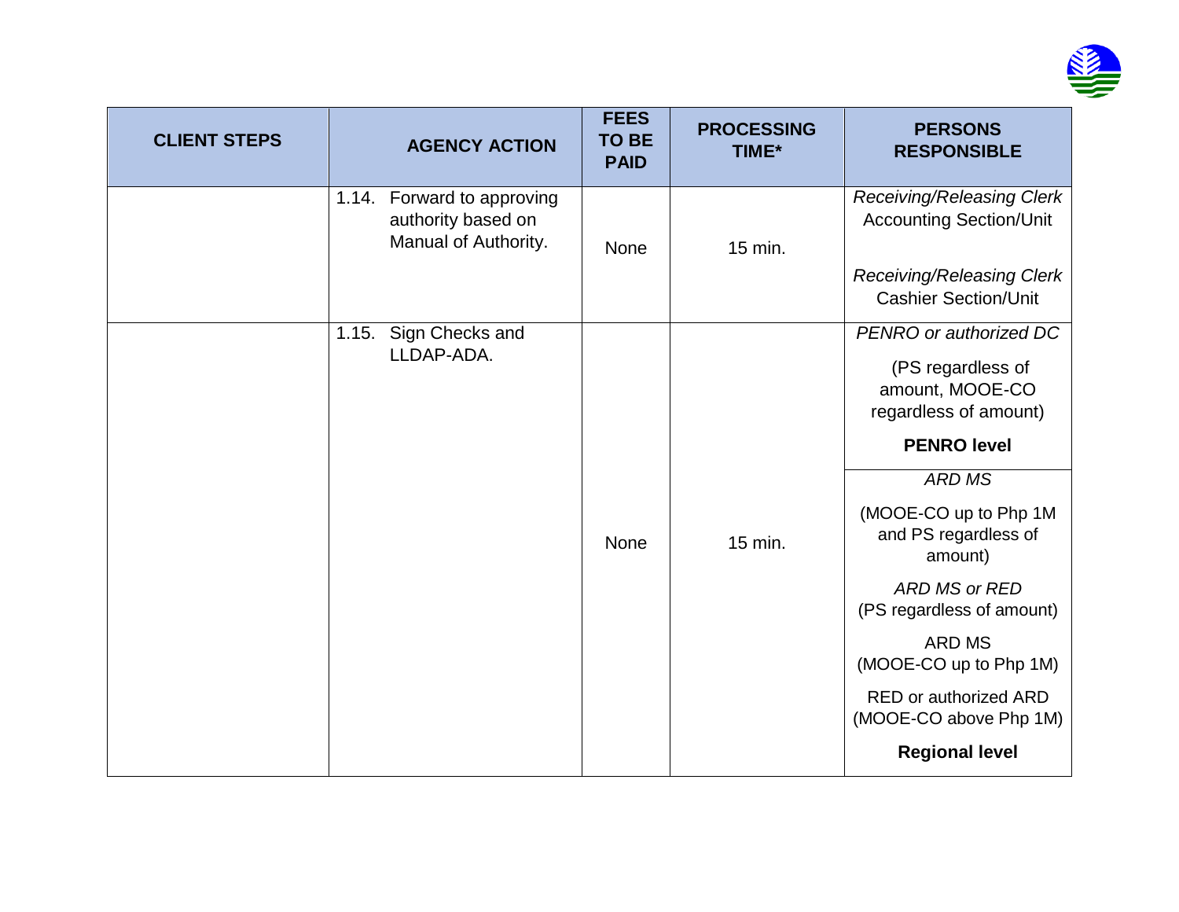| CLIENT STEPS | AGENCY ACTION | FEES TO BE PAID | PROCESSING TIME* | PERSONS RESPONSIBLE |
|---|---|---|---|---|
| | 1.14. Forward to approving authority based on Manual of Authority. | None | 15 min. | *Receiving/Releasing Clerk* Accounting Section/Unit<br><br>*Receiving/Releasing Clerk* Cashier Section/Unit |
| | 1.15. Sign Checks and LLDAP-ADA. | None | 15 min. | *PENRO or authorized DC*<br><br>(PS regardless of amount, MOOE-CO regardless of amount)<br><br>**PENRO level** |
| | | | | *ARD MS*<br><br>(MOOE-CO up to Php 1M and PS regardless of amount)<br><br>*ARD MS or RED*<br>(PS regardless of amount)<br><br>ARD MS<br>(MOOE-CO up to Php 1M)<br><br>RED or authorized ARD<br>(MOOE-CO above Php 1M)<br><br>**Regional level** |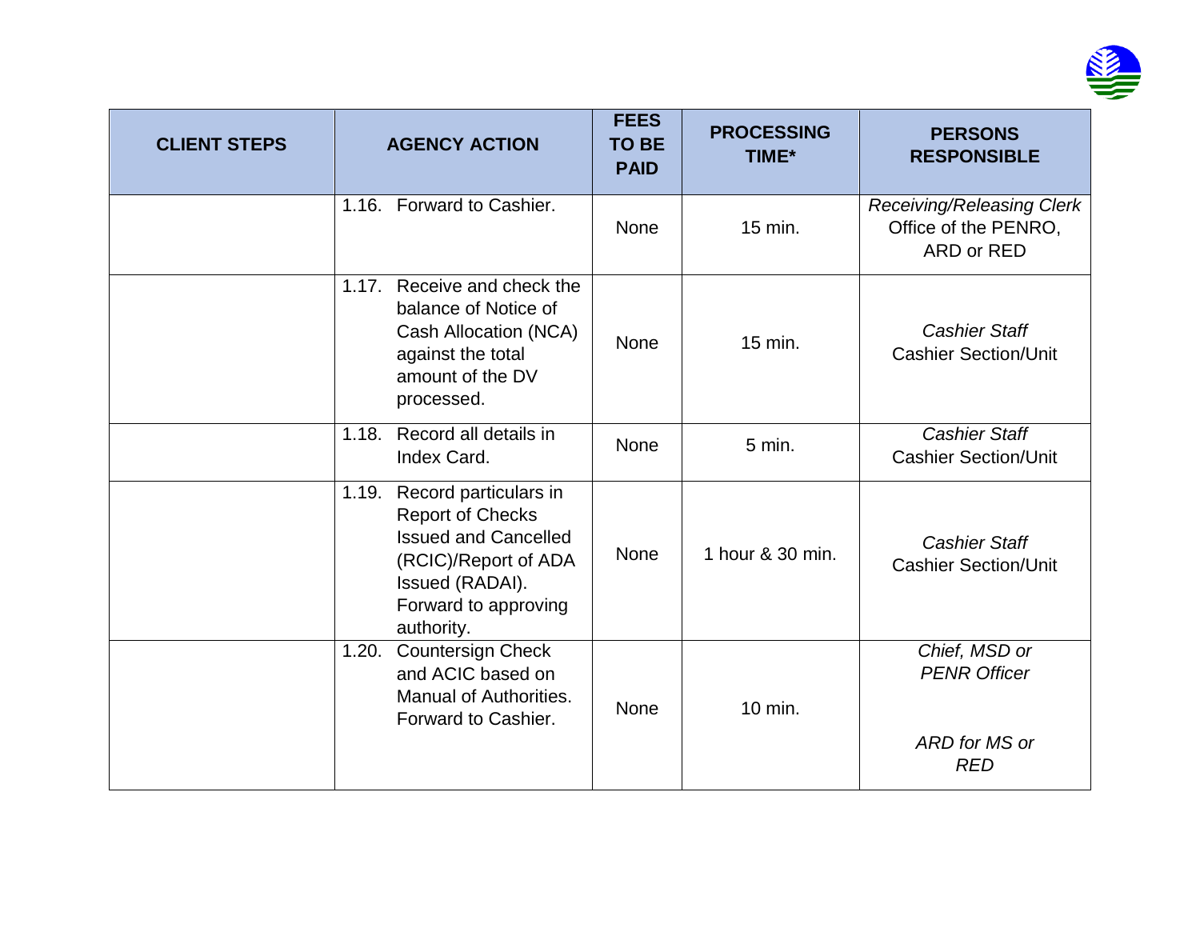| CLIENT STEPS | AGENCY ACTION | FEES TO BE PAID | PROCESSING TIME* | PERSONS RESPONSIBLE |
|---|---|---|---|---|
| | 1.16. Forward to Cashier. | None | 15 min. | *Receiving/Releasing Clerk* Office of the PENRO, ARD or RED |
| | 1.17. Receive and check the balance of Notice of Cash Allocation (NCA) against the total amount of the DV processed. | None | 15 min. | *Cashier Staff* Cashier Section/Unit |
| | 1.18. Record all details in Index Card. | None | 5 min. | *Cashier Staff* Cashier Section/Unit |
| | 1.19. Record particulars in Report of Checks Issued and Cancelled (RCIC)/Report of ADA Issued (RADAI). Forward to approving authority. | None | 1 hour & 30 min. | *Cashier Staff* Cashier Section/Unit |
| | 1.20. Countersign Check and ACIC based on Manual of Authorities. Forward to Cashier. | None | 10 min. | *Chief, MSD or PENR Officer* *ARD for MS or RED* |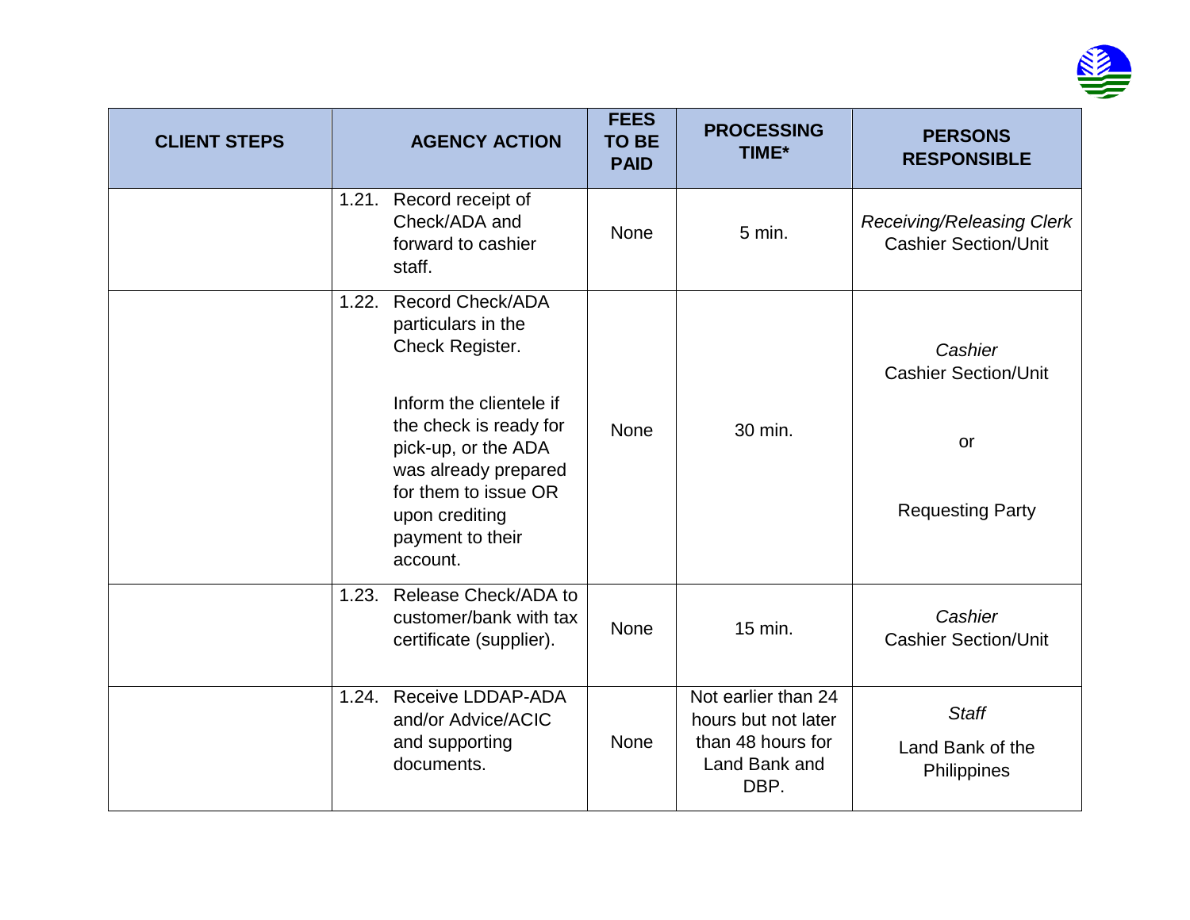| CLIENT STEPS | AGENCY ACTION | FEES TO BE PAID | PROCESSING TIME* | PERSONS RESPONSIBLE |
|---|---|---|---|---|
| | 1.21. Record receipt of Check/ADA and forward to cashier staff. | None | 5 min. | *Receiving/Releasing Clerk* Cashier Section/Unit |
| | 1.22. Record Check/ADA particulars in the Check Register.<br><br>Inform the clientele if the check is ready for pick-up, or the ADA was already prepared for them to issue OR upon crediting payment to their account. | None | 30 min. | *Cashier* Cashier Section/Unit<br><br>or<br><br>Requesting Party |
| | 1.23. Release Check/ADA to customer/bank with tax certificate (supplier). | None | 15 min. | *Cashier* Cashier Section/Unit |
| | 1.24. Receive LDDAP-ADA and/or Advice/ACIC and supporting documents. | None | Not earlier than 24 hours but not later than 48 hours for Land Bank and DBP. | *Staff* Land Bank of the Philippines |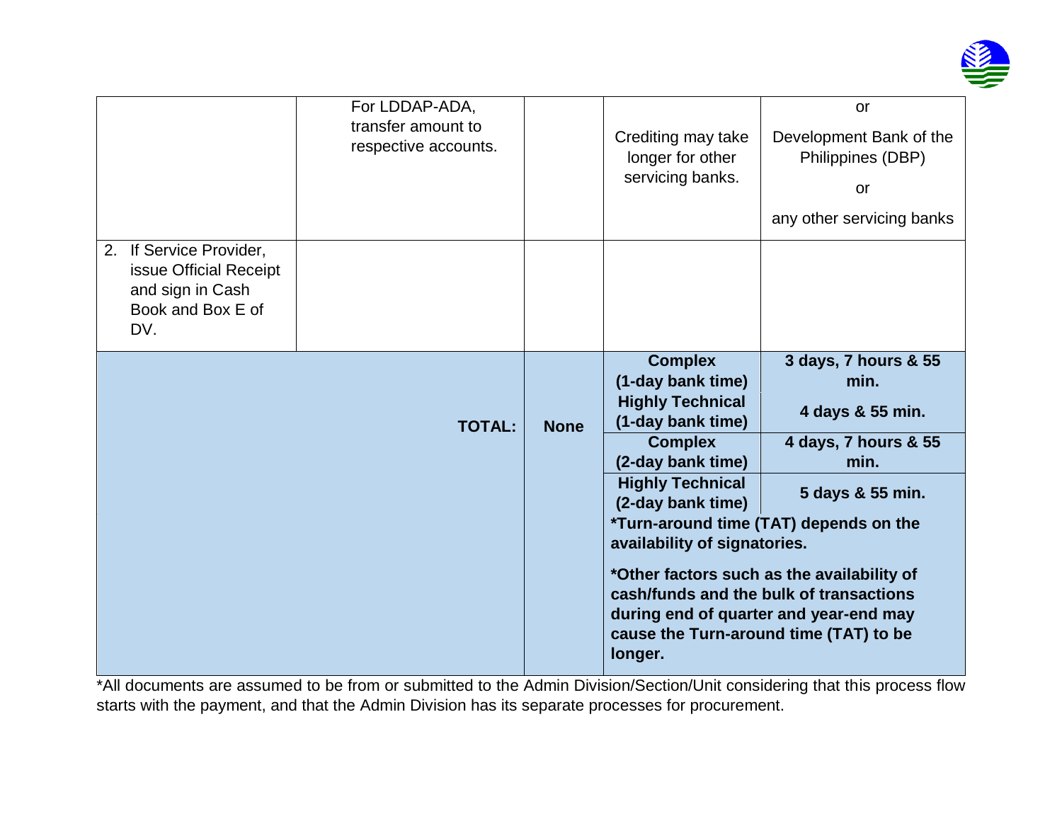| | | | | |
|---|---|---|---|---|
| | For LDDAP-ADA, transfer amount to respective accounts. | | Crediting may take longer for other servicing banks. | or<br><br>Development Bank of the Philippines (DBP)<br><br>or<br><br>any other servicing banks |
| 2. If Service Provider, issue Official Receipt and sign in Cash Book and Box E of DV. | | | | |
| | **TOTAL:** | **None** | **Complex (1-day bank time)** | **3 days, 7 hours & 55 min.** |
| | | | **Highly Technical (1-day bank time)** | **4 days & 55 min.** |
| | | | **Complex (2-day bank time)** | **4 days, 7 hours & 55 min.** |
| | | | **Highly Technical (2-day bank time)** | **5 days & 55 min.** |
| | | | **\*Turn-around time (TAT) depends on the availability of signatories.**<br><br>**\*Other factors such as the availability of cash/funds and the bulk of transactions during end of quarter and year-end may cause the Turn-around time (TAT) to be longer.** | |

*All documents are assumed to be from or submitted to the Admin Division/Section/Unit considering that this process flow starts with the payment, and that the Admin Division has its separate processes for procurement.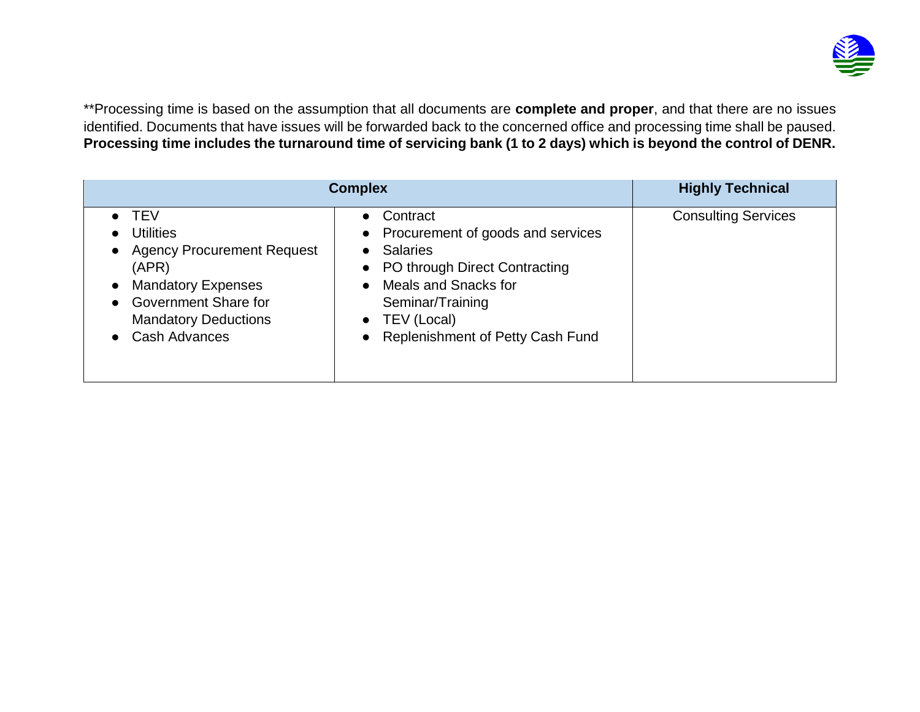**Processing time is based on the assumption that all documents are **complete and proper**, and that there are no issues identified. Documents that have issues will be forwarded back to the concerned office and processing time shall be paused. **Processing time includes the turnaround time of servicing bank (1 to 2 days) which is beyond the control of DENR.**

| **Complex** | | **Highly Technical** |
|---|---|---|
| • TEV<br>• Utilities<br>• Agency Procurement Request (APR)<br>• Mandatory Expenses<br>• Government Share for Mandatory Deductions<br>• Cash Advances | • Contract<br>• Procurement of goods and services<br>• Salaries<br>• PO through Direct Contracting<br>• Meals and Snacks for Seminar/Training<br>• TEV (Local)<br>• Replenishment of Petty Cash Fund | Consulting Services |